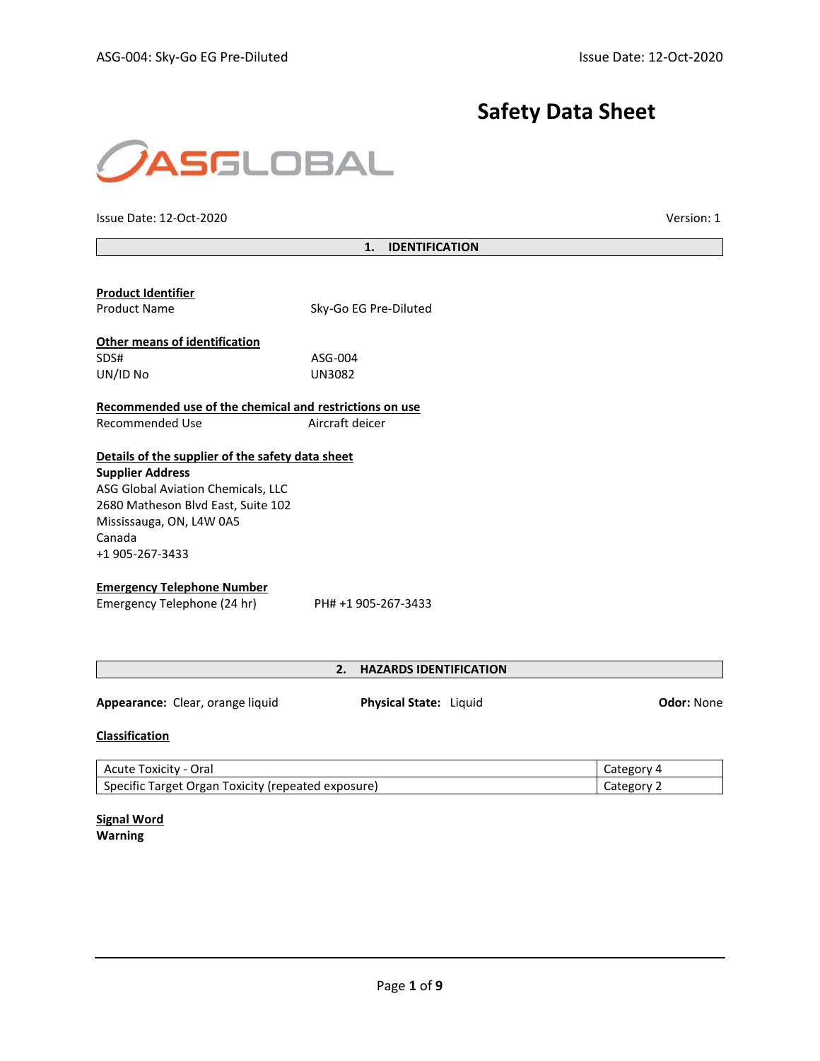# Safety Data Sheet

ASGLOBAL

Issue Date: 12-Oct-2020 | Version: 1

## 1. IDENTIFICATION

**Product Identifier**

Product Name: Sky-Go EG Pre-Diluted

**Other means of identification**

SDS#: ASG-004

UN/ID No: UN3082

**Recommended use of the chemical and restrictions on use**

Recommended Use: Aircraft deicer

**Details of the supplier of the safety data sheet**

**Supplier Address**

ASG Global Aviation Chemicals, LLC
2680 Matheson Blvd East, Suite 102
Mississauga, ON, L4W 0A5
Canada
+1 905-267-3433

**Emergency Telephone Number**

Emergency Telephone (24 hr): PH# +1 905-267-3433

## 2. HAZARDS IDENTIFICATION

**Appearance:** Clear, orange liquid | **Physical State:** Liquid | **Odor:** None

**Classification**

| Hazard Class | Category |
| --- | --- |
| Acute Toxicity - Oral | Category 4 |
| Specific Target Organ Toxicity (repeated exposure) | Category 2 |

**Signal Word**

**Warning**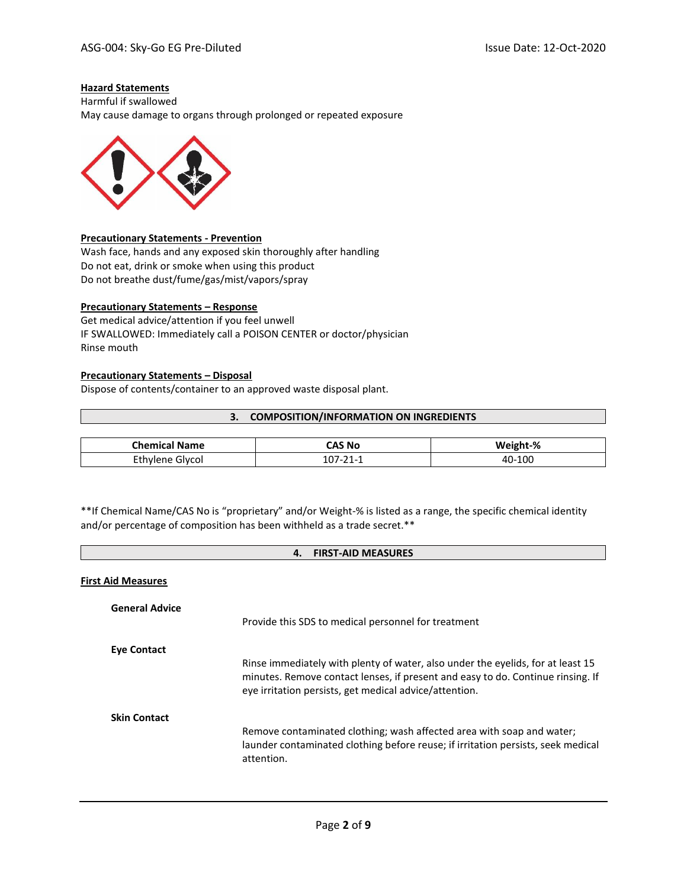**Hazard Statements**

Harmful if swallowed

May cause damage to organs through prolonged or repeated exposure

**Precautionary Statements - Prevention**

Wash face, hands and any exposed skin thoroughly after handling

Do not eat, drink or smoke when using this product

Do not breathe dust/fume/gas/mist/vapors/spray

**Precautionary Statements – Response**

Get medical advice/attention if you feel unwell

IF SWALLOWED: Immediately call a POISON CENTER or doctor/physician

Rinse mouth

**Precautionary Statements – Disposal**

Dispose of contents/container to an approved waste disposal plant.

## 3. COMPOSITION/INFORMATION ON INGREDIENTS

| Chemical Name | CAS No | Weight-% |
|---|---|---|
| Ethylene Glycol | 107-21-1 | 40-100 |

**If Chemical Name/CAS No is "proprietary" and/or Weight-% is listed as a range, the specific chemical identity and/or percentage of composition has been withheld as a trade secret.**

## 4. FIRST-AID MEASURES

**First Aid Measures**

**General Advice**

Provide this SDS to medical personnel for treatment

**Eye Contact**

Rinse immediately with plenty of water, also under the eyelids, for at least 15 minutes. Remove contact lenses, if present and easy to do. Continue rinsing. If eye irritation persists, get medical advice/attention.

**Skin Contact**

Remove contaminated clothing; wash affected area with soap and water; launder contaminated clothing before reuse; if irritation persists, seek medical attention.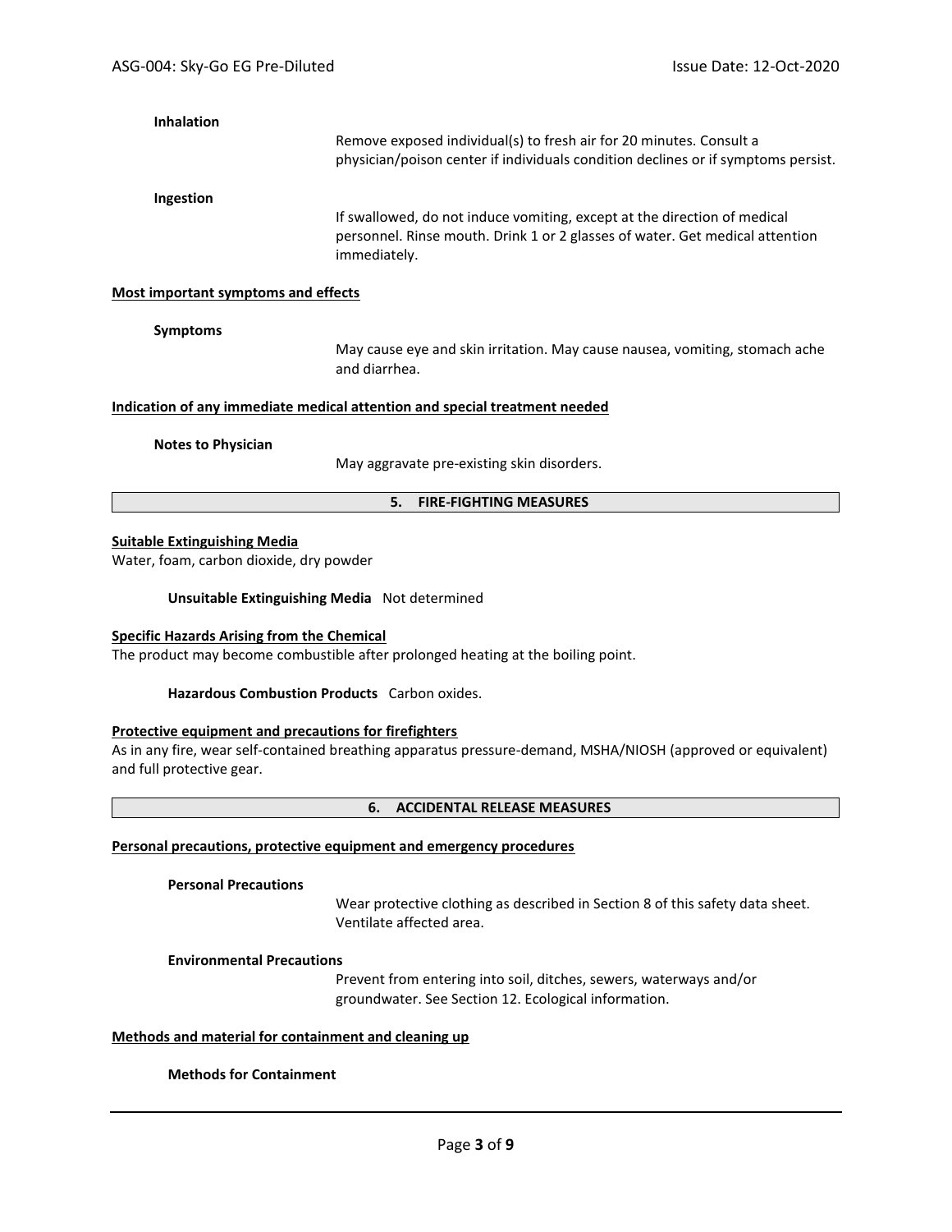**Inhalation**

Remove exposed individual(s) to fresh air for 20 minutes. Consult a physician/poison center if individuals condition declines or if symptoms persist.

**Ingestion**

If swallowed, do not induce vomiting, except at the direction of medical personnel. Rinse mouth. Drink 1 or 2 glasses of water. Get medical attention immediately.

**Most important symptoms and effects**

**Symptoms**

May cause eye and skin irritation. May cause nausea, vomiting, stomach ache and diarrhea.

**Indication of any immediate medical attention and special treatment needed**

**Notes to Physician**

May aggravate pre-existing skin disorders.

## 5. FIRE-FIGHTING MEASURES

**Suitable Extinguishing Media**

Water, foam, carbon dioxide, dry powder

**Unsuitable Extinguishing Media** Not determined

**Specific Hazards Arising from the Chemical**

The product may become combustible after prolonged heating at the boiling point.

**Hazardous Combustion Products** Carbon oxides.

**Protective equipment and precautions for firefighters**

As in any fire, wear self-contained breathing apparatus pressure-demand, MSHA/NIOSH (approved or equivalent) and full protective gear.

## 6. ACCIDENTAL RELEASE MEASURES

**Personal precautions, protective equipment and emergency procedures**

**Personal Precautions**

Wear protective clothing as described in Section 8 of this safety data sheet. Ventilate affected area.

**Environmental Precautions**

Prevent from entering into soil, ditches, sewers, waterways and/or groundwater. See Section 12. Ecological information.

**Methods and material for containment and cleaning up**

**Methods for Containment**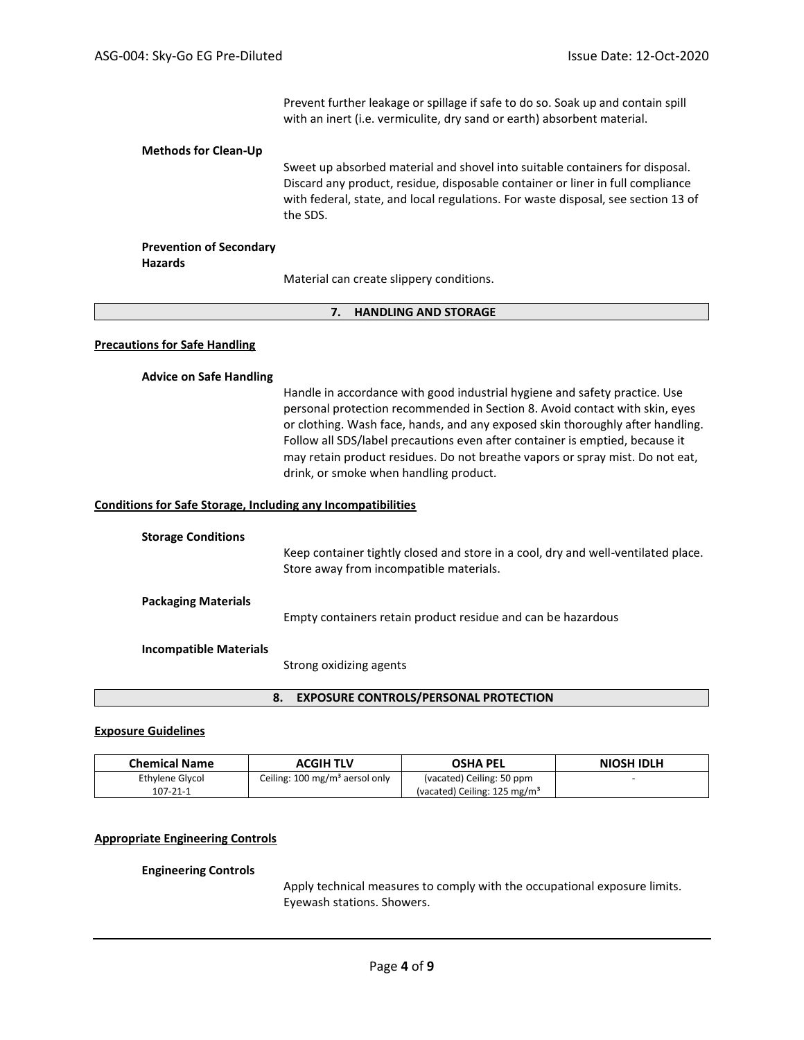Prevent further leakage or spillage if safe to do so. Soak up and contain spill with an inert (i.e. vermiculite, dry sand or earth) absorbent material.

**Methods for Clean-Up**

Sweet up absorbed material and shovel into suitable containers for disposal. Discard any product, residue, disposable container or liner in full compliance with federal, state, and local regulations. For waste disposal, see section 13 of the SDS.

**Prevention of Secondary Hazards**

Material can create slippery conditions.

## 7. HANDLING AND STORAGE

### Precautions for Safe Handling

**Advice on Safe Handling**

Handle in accordance with good industrial hygiene and safety practice. Use personal protection recommended in Section 8. Avoid contact with skin, eyes or clothing. Wash face, hands, and any exposed skin thoroughly after handling. Follow all SDS/label precautions even after container is emptied, because it may retain product residues. Do not breathe vapors or spray mist. Do not eat, drink, or smoke when handling product.

### Conditions for Safe Storage, Including any Incompatibilities

**Storage Conditions**

Keep container tightly closed and store in a cool, dry and well-ventilated place. Store away from incompatible materials.

**Packaging Materials**

Empty containers retain product residue and can be hazardous

**Incompatible Materials**

Strong oxidizing agents

## 8. EXPOSURE CONTROLS/PERSONAL PROTECTION

### Exposure Guidelines

| Chemical Name | ACGIH TLV | OSHA PEL | NIOSH IDLH |
| --- | --- | --- | --- |
| Ethylene Glycol<br>107-21-1 | Ceiling: 100 mg/m³ aerosol only | (vacated) Ceiling: 50 ppm<br>(vacated) Ceiling: 125 mg/m³ | - |

### Appropriate Engineering Controls

**Engineering Controls**

Apply technical measures to comply with the occupational exposure limits. Eyewash stations. Showers.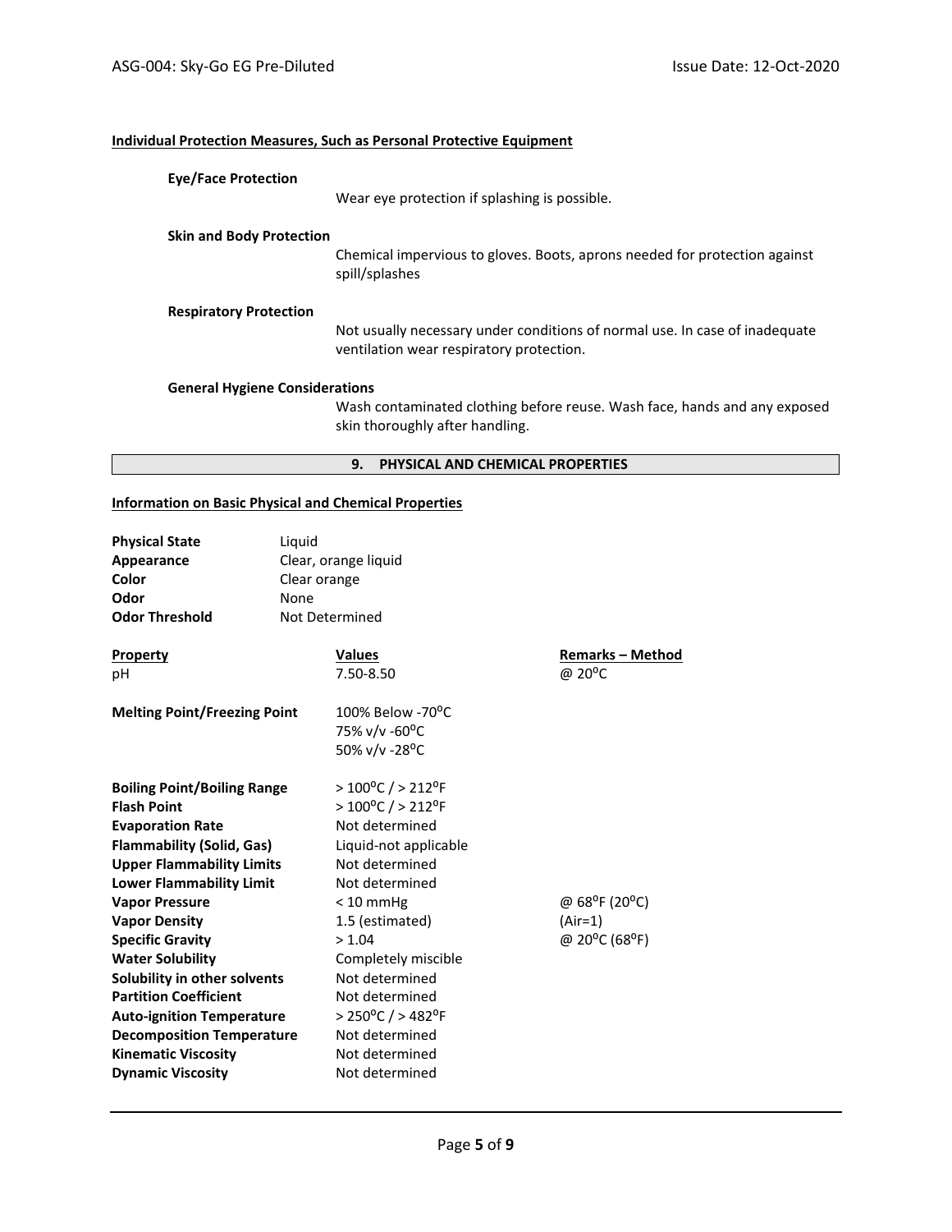**Individual Protection Measures, Such as Personal Protective Equipment**

**Eye/Face Protection**

Wear eye protection if splashing is possible.

**Skin and Body Protection**

Chemical impervious to gloves. Boots, aprons needed for protection against spill/splashes

**Respiratory Protection**

Not usually necessary under conditions of normal use. In case of inadequate ventilation wear respiratory protection.

**General Hygiene Considerations**

Wash contaminated clothing before reuse. Wash face, hands and any exposed skin thoroughly after handling.

## 9. PHYSICAL AND CHEMICAL PROPERTIES

**Information on Basic Physical and Chemical Properties**

| | |
|---|---|
| **Physical State** | Liquid |
| **Appearance** | Clear, orange liquid |
| **Color** | Clear orange |
| **Odor** | None |
| **Odor Threshold** | Not Determined |

| Property | Values | Remarks – Method |
|---|---|---|
| pH | 7.50-8.50 | @ 20°C |
| **Melting Point/Freezing Point** | 100% Below -70°C<br>75% v/v -60°C<br>50% v/v -28°C | |
| **Boiling Point/Boiling Range** | > 100°C / > 212°F | |
| **Flash Point** | > 100°C / > 212°F | |
| **Evaporation Rate** | Not determined | |
| **Flammability (Solid, Gas)** | Liquid-not applicable | |
| **Upper Flammability Limits** | Not determined | |
| **Lower Flammability Limit** | Not determined | |
| **Vapor Pressure** | < 10 mmHg | @ 68°F (20°C) |
| **Vapor Density** | 1.5 (estimated) | (Air=1) |
| **Specific Gravity** | > 1.04 | @ 20°C (68°F) |
| **Water Solubility** | Completely miscible | |
| **Solubility in other solvents** | Not determined | |
| **Partition Coefficient** | Not determined | |
| **Auto-ignition Temperature** | > 250°C / > 482°F | |
| **Decomposition Temperature** | Not determined | |
| **Kinematic Viscosity** | Not determined | |
| **Dynamic Viscosity** | Not determined | |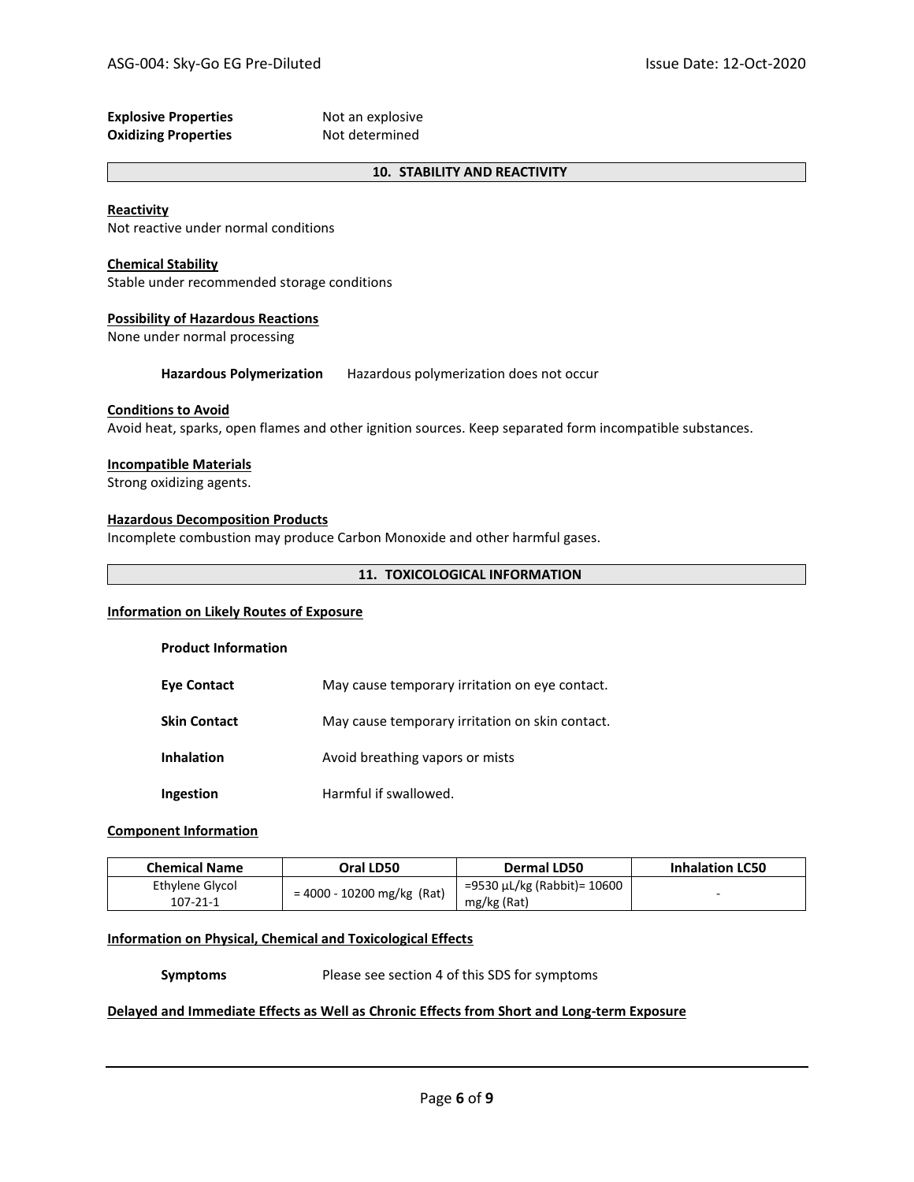**Explosive Properties** Not an explosive
**Oxidizing Properties** Not determined

## 10. STABILITY AND REACTIVITY

**Reactivity**
Not reactive under normal conditions

**Chemical Stability**
Stable under recommended storage conditions

**Possibility of Hazardous Reactions**
None under normal processing

**Hazardous Polymerization** Hazardous polymerization does not occur

**Conditions to Avoid**
Avoid heat, sparks, open flames and other ignition sources. Keep separated form incompatible substances.

**Incompatible Materials**
Strong oxidizing agents.

**Hazardous Decomposition Products**
Incomplete combustion may produce Carbon Monoxide and other harmful gases.

## 11. TOXICOLOGICAL INFORMATION

**Information on Likely Routes of Exposure**

**Product Information**

**Eye Contact** May cause temporary irritation on eye contact.

**Skin Contact** May cause temporary irritation on skin contact.

**Inhalation** Avoid breathing vapors or mists

**Ingestion** Harmful if swallowed.

**Component Information**

| Chemical Name | Oral LD50 | Dermal LD50 | Inhalation LC50 |
|---|---|---|---|
| Ethylene Glycol 107-21-1 | = 4000 - 10200 mg/kg (Rat) | =9530 µL/kg (Rabbit)= 10600 mg/kg (Rat) | - |

**Information on Physical, Chemical and Toxicological Effects**

**Symptoms** Please see section 4 of this SDS for symptoms

**Delayed and Immediate Effects as Well as Chronic Effects from Short and Long-term Exposure**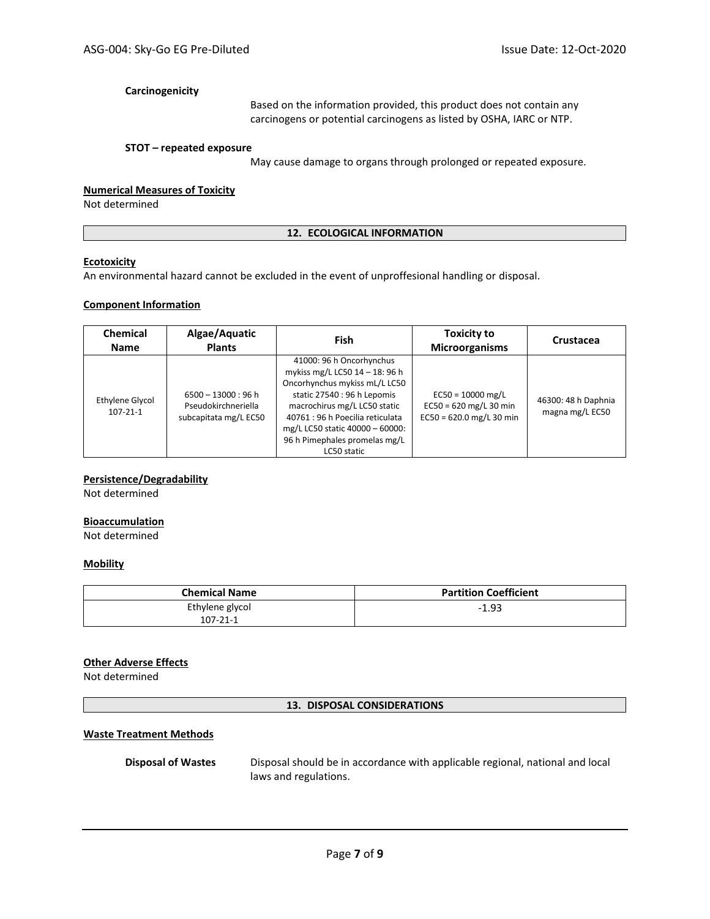**Carcinogenicity**

Based on the information provided, this product does not contain any carcinogens or potential carcinogens as listed by OSHA, IARC or NTP.

**STOT – repeated exposure**

May cause damage to organs through prolonged or repeated exposure.

**Numerical Measures of Toxicity**

Not determined

## 12. ECOLOGICAL INFORMATION

**Ecotoxicity**

An environmental hazard cannot be excluded in the event of unproffesional handling or disposal.

**Component Information**

| Chemical Name | Algae/Aquatic Plants | Fish | Toxicity to Microorganisms | Crustacea |
|---|---|---|---|---|
| Ethylene Glycol 107-21-1 | 6500 – 13000 : 96 h Pseudokirchneriella subcapitata mg/L EC50 | 41000: 96 h Oncorhynchus mykiss mg/L LC50 14 – 18: 96 h Oncorhynchus mykiss mL/L LC50 static 27540 : 96 h Lepomis macrochirus mg/L LC50 static 40761 : 96 h Poecilia reticulata mg/L LC50 static 40000 – 60000: 96 h Pimephales promelas mg/L LC50 static | EC50 = 10000 mg/L EC50 = 620 mg/L 30 min EC50 = 620.0 mg/L 30 min | 46300: 48 h Daphnia magna mg/L EC50 |

**Persistence/Degradability**

Not determined

**Bioaccumulation**

Not determined

**Mobility**

| Chemical Name | Partition Coefficient |
|---|---|
| Ethylene glycol 107-21-1 | -1.93 |

**Other Adverse Effects**

Not determined

## 13. DISPOSAL CONSIDERATIONS

**Waste Treatment Methods**

**Disposal of Wastes** Disposal should be in accordance with applicable regional, national and local laws and regulations.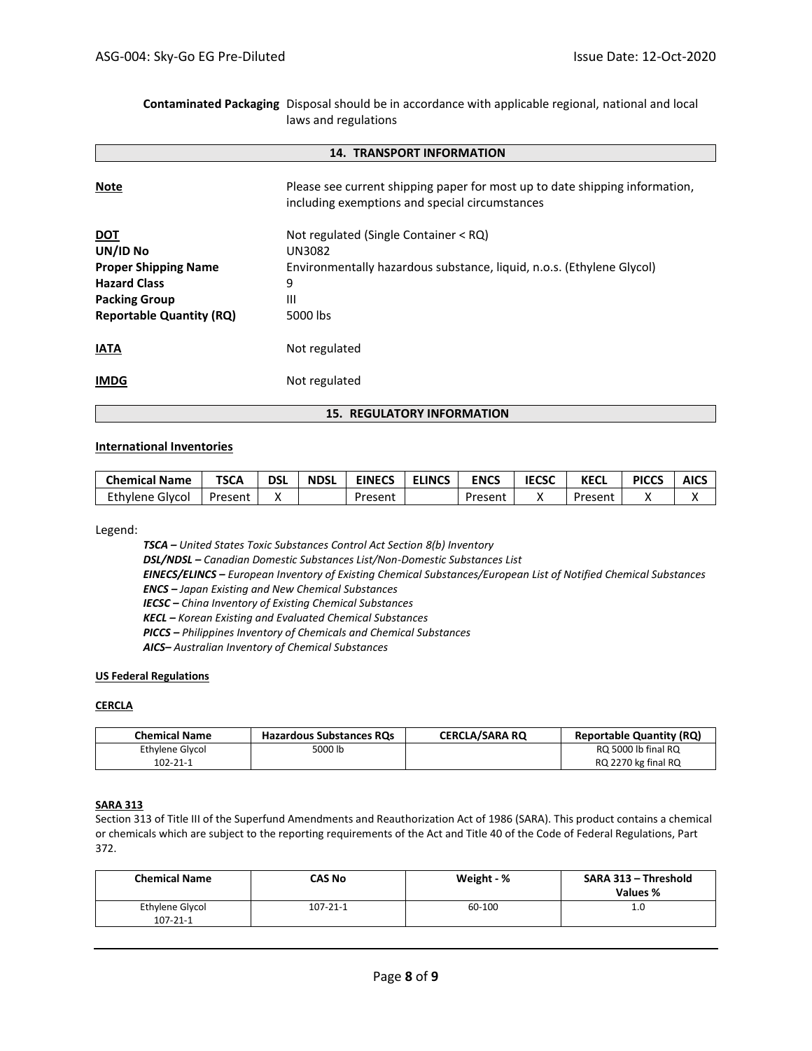**Contaminated Packaging** Disposal should be in accordance with applicable regional, national and local laws and regulations

## 14. TRANSPORT INFORMATION

**Note** Please see current shipping paper for most up to date shipping information, including exemptions and special circumstances

**DOT** Not regulated (Single Container < RQ)
**UN/ID No** UN3082
**Proper Shipping Name** Environmentally hazardous substance, liquid, n.o.s. (Ethylene Glycol)
**Hazard Class** 9
**Packing Group** III
**Reportable Quantity (RQ)** 5000 lbs

**IATA** Not regulated

**IMDG** Not regulated

## 15. REGULATORY INFORMATION

**International Inventories**

| Chemical Name | TSCA | DSL | NDSL | EINECS | ELINCS | ENCS | IECSC | KECL | PICCS | AICS |
|---|---|---|---|---|---|---|---|---|---|---|
| Ethylene Glycol | Present | X | | Present | | Present | X | Present | X | X |

Legend:

*TSCA – United States Toxic Substances Control Act Section 8(b) Inventory*
*DSL/NDSL – Canadian Domestic Substances List/Non-Domestic Substances List*
*EINECS/ELINCS – European Inventory of Existing Chemical Substances/European List of Notified Chemical Substances*
*ENCS – Japan Existing and New Chemical Substances*
*IECSC – China Inventory of Existing Chemical Substances*
*KECL – Korean Existing and Evaluated Chemical Substances*
*PICCS – Philippines Inventory of Chemicals and Chemical Substances*
*AICS– Australian Inventory of Chemical Substances*

**US Federal Regulations**

**CERCLA**

| Chemical Name | Hazardous Substances RQs | CERCLA/SARA RQ | Reportable Quantity (RQ) |
|---|---|---|---|
| Ethylene Glycol<br>102-21-1 | 5000 lb | | RQ 5000 lb final RQ<br>RQ 2270 kg final RQ |

**SARA 313**

Section 313 of Title III of the Superfund Amendments and Reauthorization Act of 1986 (SARA). This product contains a chemical or chemicals which are subject to the reporting requirements of the Act and Title 40 of the Code of Federal Regulations, Part 372.

| Chemical Name | CAS No | Weight - % | SARA 313 – Threshold Values % |
|---|---|---|---|
| Ethylene Glycol<br>107-21-1 | 107-21-1 | 60-100 | 1.0 |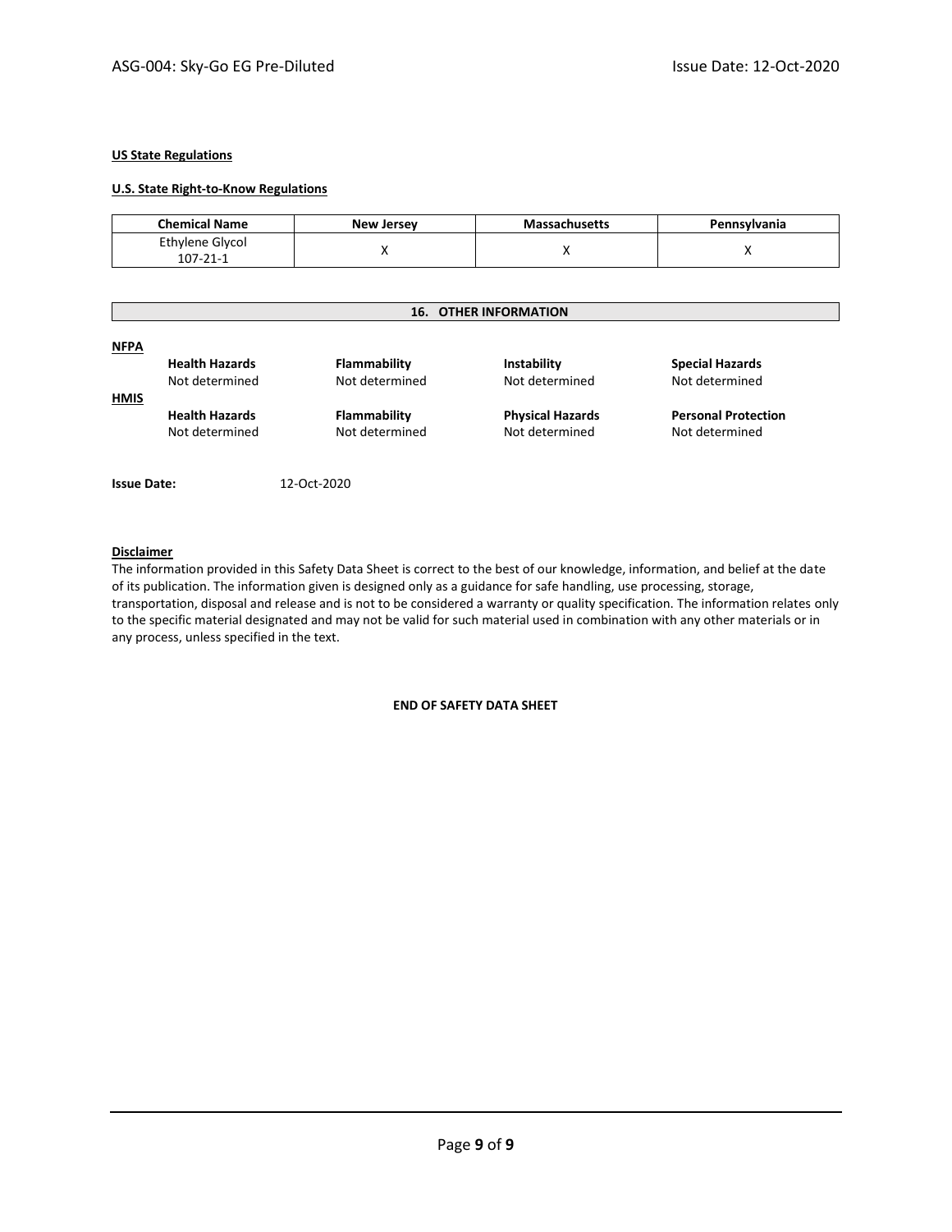**US State Regulations**

**U.S. State Right-to-Know Regulations**

| Chemical Name | New Jersey | Massachusetts | Pennsylvania |
|---|---|---|---|
| Ethylene Glycol 107-21-1 | X | X | X |

## 16. OTHER INFORMATION

**NFPA**

| Health Hazards | Flammability | Instability | Special Hazards |
|---|---|---|---|
| Not determined | Not determined | Not determined | Not determined |

**HMIS**

| Health Hazards | Flammability | Physical Hazards | Personal Protection |
|---|---|---|---|
| Not determined | Not determined | Not determined | Not determined |

**Issue Date:** 12-Oct-2020

**Disclaimer**

The information provided in this Safety Data Sheet is correct to the best of our knowledge, information, and belief at the date of its publication. The information given is designed only as a guidance for safe handling, use processing, storage, transportation, disposal and release and is not to be considered a warranty or quality specification. The information relates only to the specific material designated and may not be valid for such material used in combination with any other materials or in any process, unless specified in the text.

**END OF SAFETY DATA SHEET**